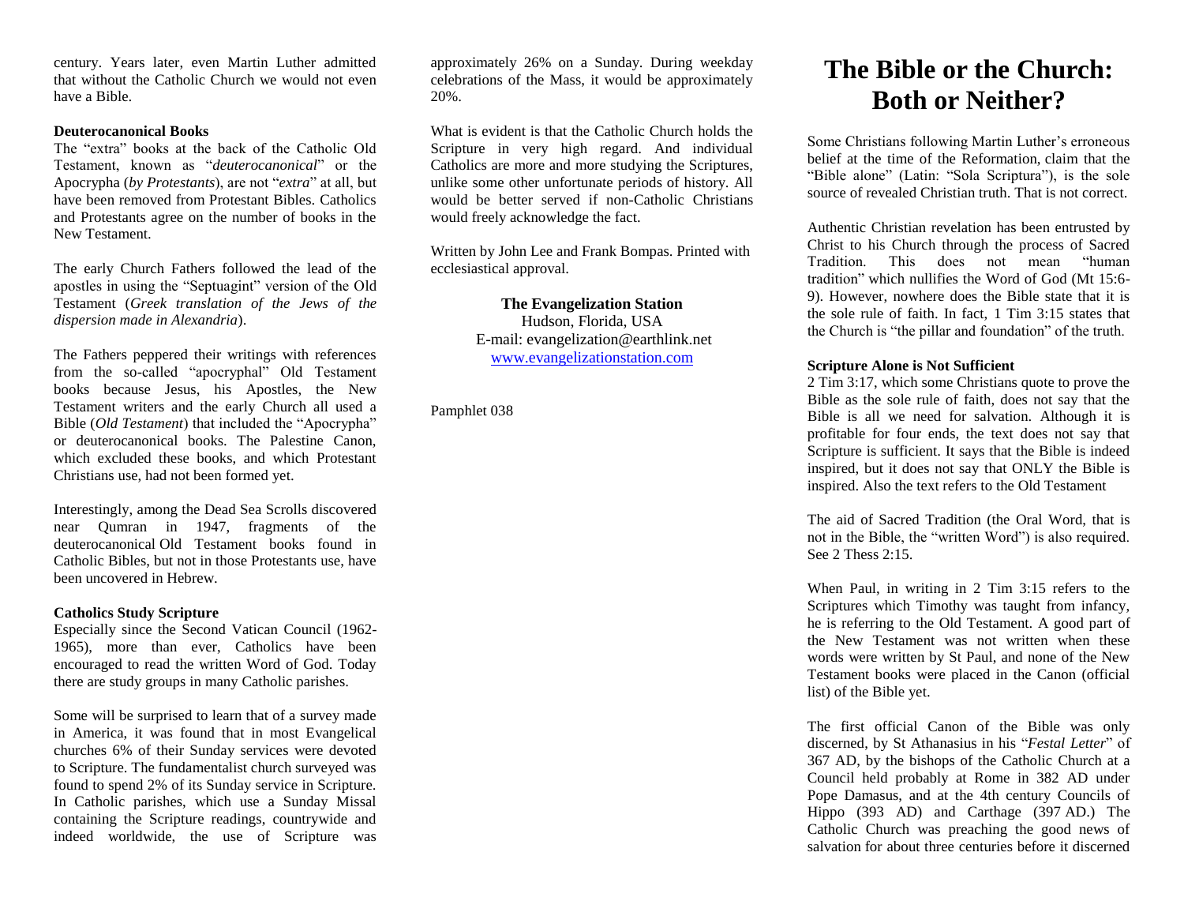century. Years later, even Martin Luther admitted that without the Catholic Church we would not even have a Bible.

**Deuterocanonical Books**

The "extra" books at the back of the Catholic Old Testament, known as "*deuterocanonical*" or the Apocrypha (*by Protestants*), are not "*extra*" at all, but have been removed from Protestant Bibles. Catholics and Protestants agree on the number of books in the New Testament.

The early Church Fathers followed the lead of the apostles in using the "Septuagint" version of the Old Testament (*Greek translation of the Jews of the dispersion made in Alexandria*).

The Fathers peppered their writings with references from the so-called "apocryphal" Old Testament books because Jesus, his Apostles, the New Testament writers and the early Church all used a Bible (*Old Testament*) that included the "Apocrypha" or deuterocanonical books. The Palestine Canon, which excluded these books, and which Protestant Christians use, had not been formed yet.

Interestingly, among the Dead Sea Scrolls discovered near Qumran in 1947, fragments of the deuterocanonical Old Testament books found in Catholic Bibles, but not in those Protestants use, have been uncovered in Hebrew.

**Catholics Study Scripture**

Especially since the Second Vatican Council (1962-1965), more than ever, Catholics have been encouraged to read the written Word of God. Today there are study groups in many Catholic parishes.

Some will be surprised to learn that of a survey made in America, it was found that in most Evangelical churches 6% of their Sunday services were devoted to Scripture. The fundamentalist church surveyed was found to spend 2% of its Sunday service in Scripture. In Catholic parishes, which use a Sunday Missal containing the Scripture readings, countrywide and indeed worldwide, the use of Scripture was approximately 26% on a Sunday. During weekday celebrations of the Mass, it would be approximately 20%.

What is evident is that the Catholic Church holds the Scripture in very high regard. And individual Catholics are more and more studying the Scriptures, unlike some other unfortunate periods of history. All would be better served if non-Catholic Christians would freely acknowledge the fact.

Written by John Lee and Frank Bompas. Printed with ecclesiastical approval.

**The Evangelization Station**
Hudson, Florida, USA
E-mail: evangelization@earthlink.net
www.evangelizationstation.com

Pamphlet 038

# The Bible or the Church: Both or Neither?

Some Christians following Martin Luther's erroneous belief at the time of the Reformation, claim that the "Bible alone" (Latin: "Sola Scriptura"), is the sole source of revealed Christian truth. That is not correct.

Authentic Christian revelation has been entrusted by Christ to his Church through the process of Sacred Tradition. This does not mean "human tradition" which nullifies the Word of God (Mt 15:6-9). However, nowhere does the Bible state that it is the sole rule of faith. In fact, 1 Tim 3:15 states that the Church is "the pillar and foundation" of the truth.

**Scripture Alone is Not Sufficient**

2 Tim 3:17, which some Christians quote to prove the Bible as the sole rule of faith, does not say that the Bible is all we need for salvation. Although it is profitable for four ends, the text does not say that Scripture is sufficient. It says that the Bible is indeed inspired, but it does not say that ONLY the Bible is inspired. Also the text refers to the Old Testament

The aid of Sacred Tradition (the Oral Word, that is not in the Bible, the "written Word") is also required. See 2 Thess 2:15.

When Paul, in writing in 2 Tim 3:15 refers to the Scriptures which Timothy was taught from infancy, he is referring to the Old Testament. A good part of the New Testament was not written when these words were written by St Paul, and none of the New Testament books were placed in the Canon (official list) of the Bible yet.

The first official Canon of the Bible was only discerned, by St Athanasius in his "*Festal Letter*" of 367 AD, by the bishops of the Catholic Church at a Council held probably at Rome in 382 AD under Pope Damasus, and at the 4th century Councils of Hippo (393 AD) and Carthage (397 AD.) The Catholic Church was preaching the good news of salvation for about three centuries before it discerned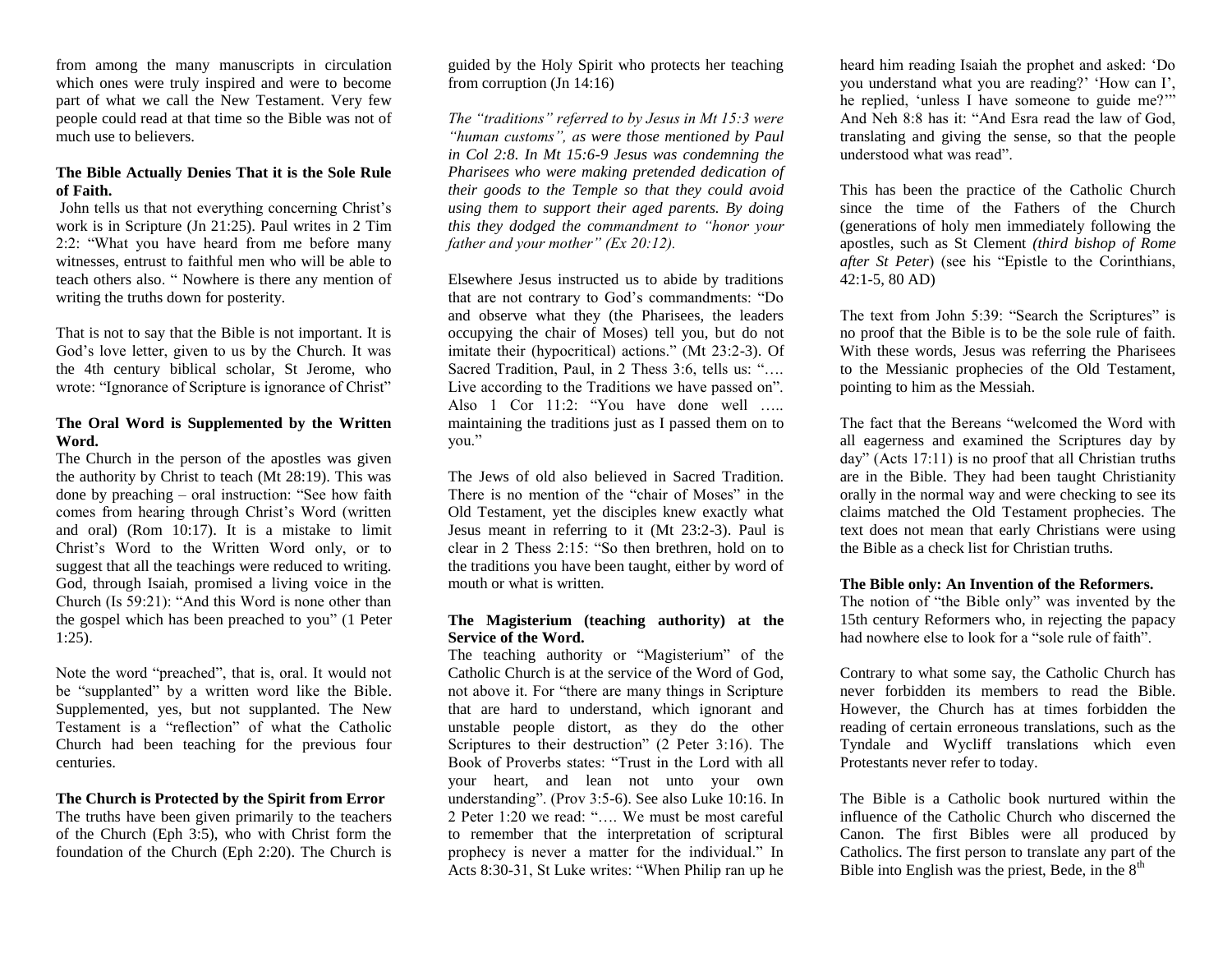from among the many manuscripts in circulation which ones were truly inspired and were to become part of what we call the New Testament. Very few people could read at that time so the Bible was not of much use to believers.

**The Bible Actually Denies That it is the Sole Rule of Faith.**

John tells us that not everything concerning Christ's work is in Scripture (Jn 21:25). Paul writes in 2 Tim 2:2: "What you have heard from me before many witnesses, entrust to faithful men who will be able to teach others also. " Nowhere is there any mention of writing the truths down for posterity.

That is not to say that the Bible is not important. It is God's love letter, given to us by the Church. It was the 4th century biblical scholar, St Jerome, who wrote: "Ignorance of Scripture is ignorance of Christ"

**The Oral Word is Supplemented by the Written Word.**

The Church in the person of the apostles was given the authority by Christ to teach (Mt 28:19). This was done by preaching – oral instruction: "See how faith comes from hearing through Christ's Word (written and oral) (Rom 10:17). It is a mistake to limit Christ's Word to the Written Word only, or to suggest that all the teachings were reduced to writing. God, through Isaiah, promised a living voice in the Church (Is 59:21): "And this Word is none other than the gospel which has been preached to you" (1 Peter 1:25).

Note the word "preached", that is, oral. It would not be "supplanted" by a written word like the Bible. Supplemented, yes, but not supplanted. The New Testament is a "reflection" of what the Catholic Church had been teaching for the previous four centuries.

**The Church is Protected by the Spirit from Error**

The truths have been given primarily to the teachers of the Church (Eph 3:5), who with Christ form the foundation of the Church (Eph 2:20). The Church is guided by the Holy Spirit who protects her teaching from corruption (Jn 14:16)

*The "traditions" referred to by Jesus in Mt 15:3 were "human customs", as were those mentioned by Paul in Col 2:8. In Mt 15:6-9 Jesus was condemning the Pharisees who were making pretended dedication of their goods to the Temple so that they could avoid using them to support their aged parents. By doing this they dodged the commandment to "honor your father and your mother" (Ex 20:12).*

Elsewhere Jesus instructed us to abide by traditions that are not contrary to God's commandments: "Do and observe what they (the Pharisees, the leaders occupying the chair of Moses) tell you, but do not imitate their (hypocritical) actions." (Mt 23:2-3). Of Sacred Tradition, Paul, in 2 Thess 3:6, tells us: "…. Live according to the Traditions we have passed on". Also 1 Cor 11:2: "You have done well ….. maintaining the traditions just as I passed them on to you."

The Jews of old also believed in Sacred Tradition. There is no mention of the "chair of Moses" in the Old Testament, yet the disciples knew exactly what Jesus meant in referring to it (Mt 23:2-3). Paul is clear in 2 Thess 2:15: "So then brethren, hold on to the traditions you have been taught, either by word of mouth or what is written.

**The Magisterium (teaching authority) at the Service of the Word.**

The teaching authority or "Magisterium" of the Catholic Church is at the service of the Word of God, not above it. For "there are many things in Scripture that are hard to understand, which ignorant and unstable people distort, as they do the other Scriptures to their destruction" (2 Peter 3:16). The Book of Proverbs states: "Trust in the Lord with all your heart, and lean not unto your own understanding". (Prov 3:5-6). See also Luke 10:16. In 2 Peter 1:20 we read: "…. We must be most careful to remember that the interpretation of scriptural prophecy is never a matter for the individual." In Acts 8:30-31, St Luke writes: "When Philip ran up he heard him reading Isaiah the prophet and asked: 'Do you understand what you are reading?' 'How can I', he replied, 'unless I have someone to guide me?'" And Neh 8:8 has it: "And Esra read the law of God, translating and giving the sense, so that the people understood what was read".

This has been the practice of the Catholic Church since the time of the Fathers of the Church (generations of holy men immediately following the apostles, such as St Clement *(third bishop of Rome after St Peter*) (see his "Epistle to the Corinthians, 42:1-5, 80 AD)

The text from John 5:39: "Search the Scriptures" is no proof that the Bible is to be the sole rule of faith. With these words, Jesus was referring the Pharisees to the Messianic prophecies of the Old Testament, pointing to him as the Messiah.

The fact that the Bereans "welcomed the Word with all eagerness and examined the Scriptures day by day" (Acts 17:11) is no proof that all Christian truths are in the Bible. They had been taught Christianity orally in the normal way and were checking to see its claims matched the Old Testament prophecies. The text does not mean that early Christians were using the Bible as a check list for Christian truths.

**The Bible only: An Invention of the Reformers.**

The notion of "the Bible only" was invented by the 15th century Reformers who, in rejecting the papacy had nowhere else to look for a "sole rule of faith".

Contrary to what some say, the Catholic Church has never forbidden its members to read the Bible. However, the Church has at times forbidden the reading of certain erroneous translations, such as the Tyndale and Wycliff translations which even Protestants never refer to today.

The Bible is a Catholic book nurtured within the influence of the Catholic Church who discerned the Canon. The first Bibles were all produced by Catholics. The first person to translate any part of the Bible into English was the priest, Bede, in the 8th